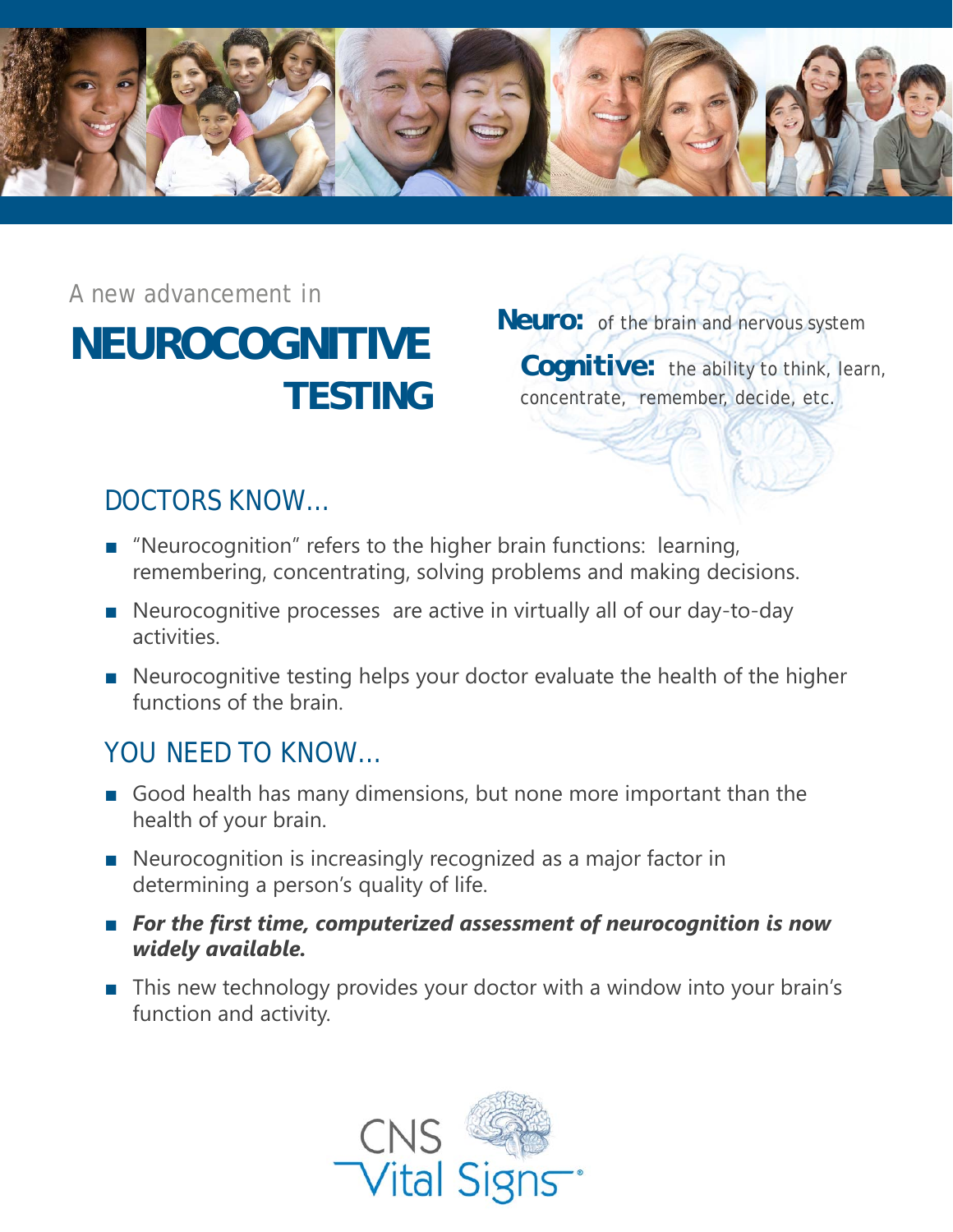A new advancement in

# NEUROCOGNITIVE TESTING

**Neuro:** of the brain and nervous system

**Cognitive:** the ability to think, learn, concentrate, remember, decide, etc.

## DOCTORS KNOW...

- "Neurocognition" refers to the higher brain functions: learning, remembering, concentrating, solving problems and making decisions.
- Neurocognitive processes are active in virtually all of our day-to-day activities.
- Neurocognitive testing helps your doctor evaluate the health of the higher functions of the brain.

## YOU NEED TO KNOW...

- Good health has many dimensions, but none more important than the health of your brain.
- Neurocognition is increasingly recognized as a major factor in determining a person's quality of life.
- ***For the first time, computerized assessment of neurocognition is now widely available.***
- This new technology provides your doctor with a window into your brain's function and activity.

CNS Vital Signs®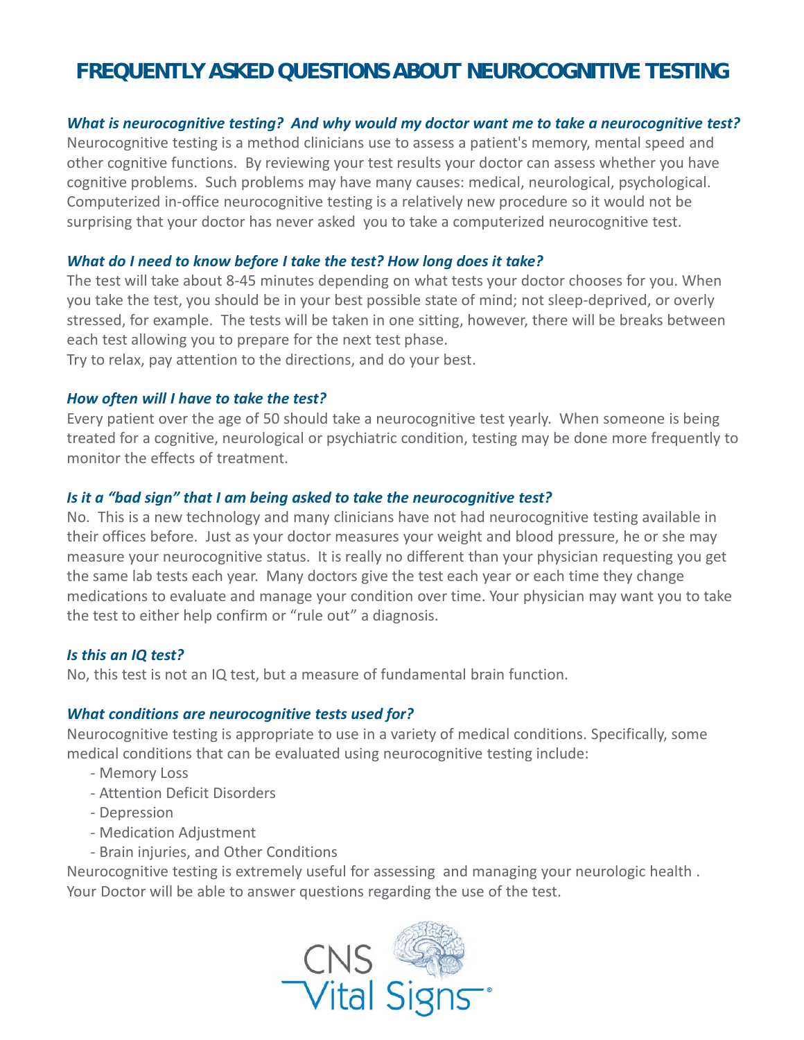# FREQUENTLY ASKED QUESTIONS ABOUT NEUROCOGNITIVE TESTING

***What is neurocognitive testing? And why would my doctor want me to take a neurocognitive test?***

Neurocognitive testing is a method clinicians use to assess a patient's memory, mental speed and other cognitive functions. By reviewing your test results your doctor can assess whether you have cognitive problems. Such problems may have many causes: medical, neurological, psychological. Computerized in-office neurocognitive testing is a relatively new procedure so it would not be surprising that your doctor has never asked you to take a computerized neurocognitive test.

***What do I need to know before I take the test? How long does it take?***

The test will take about 8-45 minutes depending on what tests your doctor chooses for you. When you take the test, you should be in your best possible state of mind; not sleep-deprived, or overly stressed, for example. The tests will be taken in one sitting, however, there will be breaks between each test allowing you to prepare for the next test phase.

Try to relax, pay attention to the directions, and do your best.

***How often will I have to take the test?***

Every patient over the age of 50 should take a neurocognitive test yearly. When someone is being treated for a cognitive, neurological or psychiatric condition, testing may be done more frequently to monitor the effects of treatment.

***Is it a "bad sign" that I am being asked to take the neurocognitive test?***

No. This is a new technology and many clinicians have not had neurocognitive testing available in their offices before. Just as your doctor measures your weight and blood pressure, he or she may measure your neurocognitive status. It is really no different than your physician requesting you get the same lab tests each year. Many doctors give the test each year or each time they change medications to evaluate and manage your condition over time. Your physician may want you to take the test to either help confirm or "rule out" a diagnosis.

***Is this an IQ test?***

No, this test is not an IQ test, but a measure of fundamental brain function.

***What conditions are neurocognitive tests used for?***

Neurocognitive testing is appropriate to use in a variety of medical conditions. Specifically, some medical conditions that can be evaluated using neurocognitive testing include:

- Memory Loss
- Attention Deficit Disorders
- Depression
- Medication Adjustment
- Brain injuries, and Other Conditions

Neurocognitive testing is extremely useful for assessing and managing your neurologic health . Your Doctor will be able to answer questions regarding the use of the test.

CNS Vital Signs®